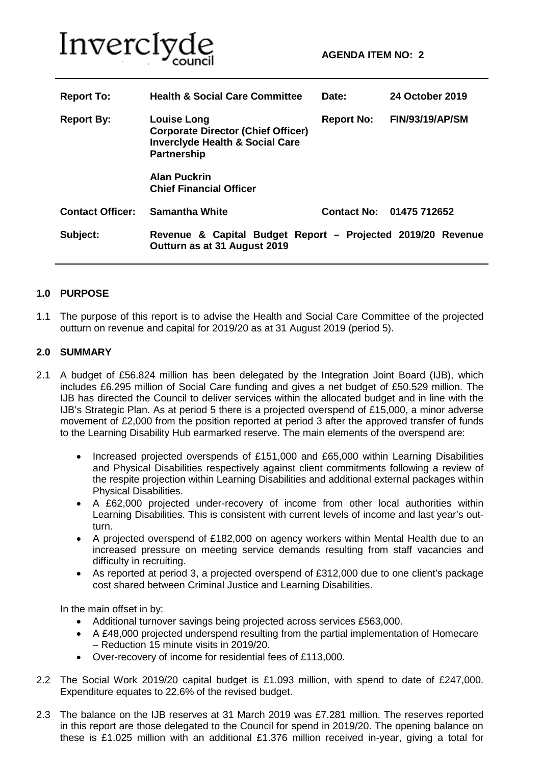Inverclyde council

**AGENDA ITEM NO: 2**

| | | | |
|---|---|---|---|
| **Report To:** | **Health & Social Care Committee** | **Date:** | **24 October 2019** |
| **Report By:** | **Louise Long**<br>**Corporate Director (Chief Officer) Inverclyde Health & Social Care Partnership**<br><br>**Alan Puckrin**<br>**Chief Financial Officer** | **Report No:** | **FIN/93/19/AP/SM** |
| **Contact Officer:** | **Samantha White** | **Contact No:** | **01475 712652** |
| **Subject:** | **Revenue & Capital Budget Report – Projected 2019/20 Revenue Outturn as at 31 August 2019** | | |

## 1.0 PURPOSE

1.1 The purpose of this report is to advise the Health and Social Care Committee of the projected outturn on revenue and capital for 2019/20 as at 31 August 2019 (period 5).

## 2.0 SUMMARY

2.1 A budget of £56.824 million has been delegated by the Integration Joint Board (IJB), which includes £6.295 million of Social Care funding and gives a net budget of £50.529 million. The IJB has directed the Council to deliver services within the allocated budget and in line with the IJB's Strategic Plan. As at period 5 there is a projected overspend of £15,000, a minor adverse movement of £2,000 from the position reported at period 3 after the approved transfer of funds to the Learning Disability Hub earmarked reserve. The main elements of the overspend are:

- Increased projected overspends of £151,000 and £65,000 within Learning Disabilities and Physical Disabilities respectively against client commitments following a review of the respite projection within Learning Disabilities and additional external packages within Physical Disabilities.
- A £62,000 projected under-recovery of income from other local authorities within Learning Disabilities. This is consistent with current levels of income and last year's out-turn.
- A projected overspend of £182,000 on agency workers within Mental Health due to an increased pressure on meeting service demands resulting from staff vacancies and difficulty in recruiting.
- As reported at period 3, a projected overspend of £312,000 due to one client's package cost shared between Criminal Justice and Learning Disabilities.

In the main offset in by:

- Additional turnover savings being projected across services £563,000.
- A £48,000 projected underspend resulting from the partial implementation of Homecare – Reduction 15 minute visits in 2019/20.
- Over-recovery of income for residential fees of £113,000.

2.2 The Social Work 2019/20 capital budget is £1.093 million, with spend to date of £247,000. Expenditure equates to 22.6% of the revised budget.

2.3 The balance on the IJB reserves at 31 March 2019 was £7.281 million. The reserves reported in this report are those delegated to the Council for spend in 2019/20. The opening balance on these is £1.025 million with an additional £1.376 million received in-year, giving a total for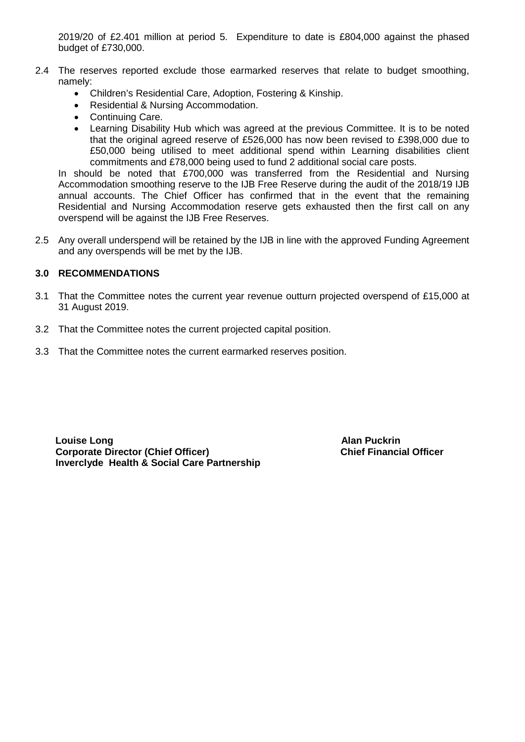2019/20 of £2.401 million at period 5. Expenditure to date is £804,000 against the phased budget of £730,000.

2.4 The reserves reported exclude those earmarked reserves that relate to budget smoothing, namely:

- Children's Residential Care, Adoption, Fostering & Kinship.
- Residential & Nursing Accommodation.
- Continuing Care.
- Learning Disability Hub which was agreed at the previous Committee. It is to be noted that the original agreed reserve of £526,000 has now been revised to £398,000 due to £50,000 being utilised to meet additional spend within Learning disabilities client commitments and £78,000 being used to fund 2 additional social care posts.

In should be noted that £700,000 was transferred from the Residential and Nursing Accommodation smoothing reserve to the IJB Free Reserve during the audit of the 2018/19 IJB annual accounts. The Chief Officer has confirmed that in the event that the remaining Residential and Nursing Accommodation reserve gets exhausted then the first call on any overspend will be against the IJB Free Reserves.

2.5 Any overall underspend will be retained by the IJB in line with the approved Funding Agreement and any overspends will be met by the IJB.

## 3.0 RECOMMENDATIONS

3.1 That the Committee notes the current year revenue outturn projected overspend of £15,000 at 31 August 2019.

3.2 That the Committee notes the current projected capital position.

3.3 That the Committee notes the current earmarked reserves position.

**Louise Long**
**Corporate Director (Chief Officer)**
**Inverclyde Health & Social Care Partnership**

**Alan Puckrin**
**Chief Financial Officer**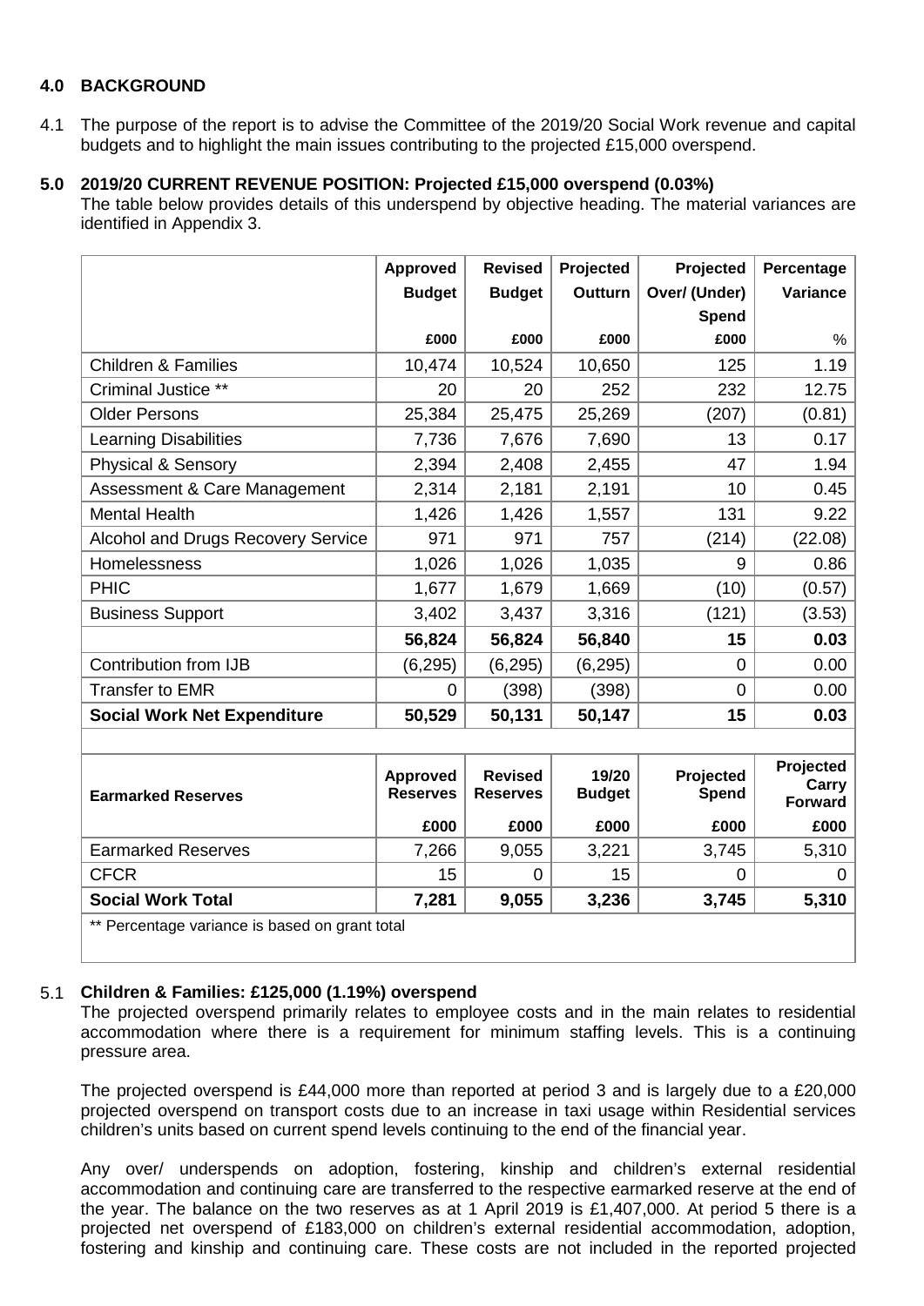## 4.0 BACKGROUND

4.1 The purpose of the report is to advise the Committee of the 2019/20 Social Work revenue and capital budgets and to highlight the main issues contributing to the projected £15,000 overspend.

## 5.0 2019/20 CURRENT REVENUE POSITION: Projected £15,000 overspend (0.03%)

The table below provides details of this underspend by objective heading. The material variances are identified in Appendix 3.

| | Approved Budget | Revised Budget | Projected Outturn | Projected Over/ (Under) Spend | Percentage Variance |
|---|---|---|---|---|---|
| | £000 | £000 | £000 | £000 | % |
| Children & Families | 10,474 | 10,524 | 10,650 | 125 | 1.19 |
| Criminal Justice ** | 20 | 20 | 252 | 232 | 12.75 |
| Older Persons | 25,384 | 25,475 | 25,269 | (207) | (0.81) |
| Learning Disabilities | 7,736 | 7,676 | 7,690 | 13 | 0.17 |
| Physical & Sensory | 2,394 | 2,408 | 2,455 | 47 | 1.94 |
| Assessment & Care Management | 2,314 | 2,181 | 2,191 | 10 | 0.45 |
| Mental Health | 1,426 | 1,426 | 1,557 | 131 | 9.22 |
| Alcohol and Drugs Recovery Service | 971 | 971 | 757 | (214) | (22.08) |
| Homelessness | 1,026 | 1,026 | 1,035 | 9 | 0.86 |
| PHIC | 1,677 | 1,679 | 1,669 | (10) | (0.57) |
| Business Support | 3,402 | 3,437 | 3,316 | (121) | (3.53) |
| | **56,824** | **56,824** | **56,840** | **15** | **0.03** |
| Contribution from IJB | (6,295) | (6,295) | (6,295) | 0 | 0.00 |
| Transfer to EMR | 0 | (398) | (398) | 0 | 0.00 |
| **Social Work Net Expenditure** | **50,529** | **50,131** | **50,147** | **15** | **0.03** |

| Earmarked Reserves | Approved Reserves | Revised Reserves | 19/20 Budget | Projected Spend | Projected Carry Forward |
|---|---|---|---|---|---|
| | £000 | £000 | £000 | £000 | £000 |
| Earmarked Reserves | 7,266 | 9,055 | 3,221 | 3,745 | 5,310 |
| CFCR | 15 | 0 | 15 | 0 | 0 |
| **Social Work Total** | **7,281** | **9,055** | **3,236** | **3,745** | **5,310** |

** Percentage variance is based on grant total

### 5.1 Children & Families: £125,000 (1.19%) overspend

The projected overspend primarily relates to employee costs and in the main relates to residential accommodation where there is a requirement for minimum staffing levels. This is a continuing pressure area.

The projected overspend is £44,000 more than reported at period 3 and is largely due to a £20,000 projected overspend on transport costs due to an increase in taxi usage within Residential services children's units based on current spend levels continuing to the end of the financial year.

Any over/ underspends on adoption, fostering, kinship and children's external residential accommodation and continuing care are transferred to the respective earmarked reserve at the end of the year. The balance on the two reserves as at 1 April 2019 is £1,407,000. At period 5 there is a projected net overspend of £183,000 on children's external residential accommodation, adoption, fostering and kinship and continuing care. These costs are not included in the reported projected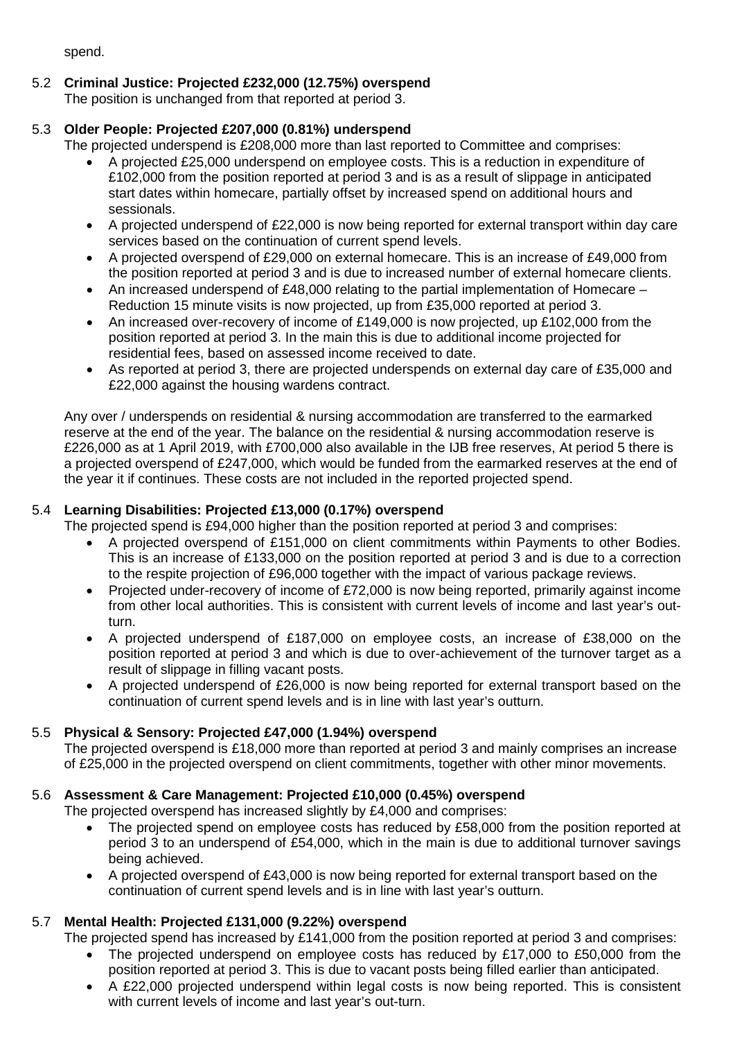spend.

### 5.2 **Criminal Justice: Projected £232,000 (12.75%) overspend**

The position is unchanged from that reported at period 3.

### 5.3 **Older People: Projected £207,000 (0.81%) underspend**

The projected underspend is £208,000 more than last reported to Committee and comprises:

- A projected £25,000 underspend on employee costs. This is a reduction in expenditure of £102,000 from the position reported at period 3 and is as a result of slippage in anticipated start dates within homecare, partially offset by increased spend on additional hours and sessionals.
- A projected underspend of £22,000 is now being reported for external transport within day care services based on the continuation of current spend levels.
- A projected overspend of £29,000 on external homecare. This is an increase of £49,000 from the position reported at period 3 and is due to increased number of external homecare clients.
- An increased underspend of £48,000 relating to the partial implementation of Homecare – Reduction 15 minute visits is now projected, up from £35,000 reported at period 3.
- An increased over-recovery of income of £149,000 is now projected, up £102,000 from the position reported at period 3. In the main this is due to additional income projected for residential fees, based on assessed income received to date.
- As reported at period 3, there are projected underspends on external day care of £35,000 and £22,000 against the housing wardens contract.

Any over / underspends on residential & nursing accommodation are transferred to the earmarked reserve at the end of the year. The balance on the residential & nursing accommodation reserve is £226,000 as at 1 April 2019, with £700,000 also available in the IJB free reserves, At period 5 there is a projected overspend of £247,000, which would be funded from the earmarked reserves at the end of the year it if continues. These costs are not included in the reported projected spend.

### 5.4 **Learning Disabilities: Projected £13,000 (0.17%) overspend**

The projected spend is £94,000 higher than the position reported at period 3 and comprises:

- A projected overspend of £151,000 on client commitments within Payments to other Bodies. This is an increase of £133,000 on the position reported at period 3 and is due to a correction to the respite projection of £96,000 together with the impact of various package reviews.
- Projected under-recovery of income of £72,000 is now being reported, primarily against income from other local authorities. This is consistent with current levels of income and last year's out-turn.
- A projected underspend of £187,000 on employee costs, an increase of £38,000 on the position reported at period 3 and which is due to over-achievement of the turnover target as a result of slippage in filling vacant posts.
- A projected underspend of £26,000 is now being reported for external transport based on the continuation of current spend levels and is in line with last year's outturn.

### 5.5 **Physical & Sensory: Projected £47,000 (1.94%) overspend**

The projected overspend is £18,000 more than reported at period 3 and mainly comprises an increase of £25,000 in the projected overspend on client commitments, together with other minor movements.

### 5.6 **Assessment & Care Management: Projected £10,000 (0.45%) overspend**

The projected overspend has increased slightly by £4,000 and comprises:

- The projected spend on employee costs has reduced by £58,000 from the position reported at period 3 to an underspend of £54,000, which in the main is due to additional turnover savings being achieved.
- A projected overspend of £43,000 is now being reported for external transport based on the continuation of current spend levels and is in line with last year's outturn.

### 5.7 **Mental Health: Projected £131,000 (9.22%) overspend**

The projected spend has increased by £141,000 from the position reported at period 3 and comprises:

- The projected underspend on employee costs has reduced by £17,000 to £50,000 from the position reported at period 3. This is due to vacant posts being filled earlier than anticipated.
- A £22,000 projected underspend within legal costs is now being reported. This is consistent with current levels of income and last year's out-turn.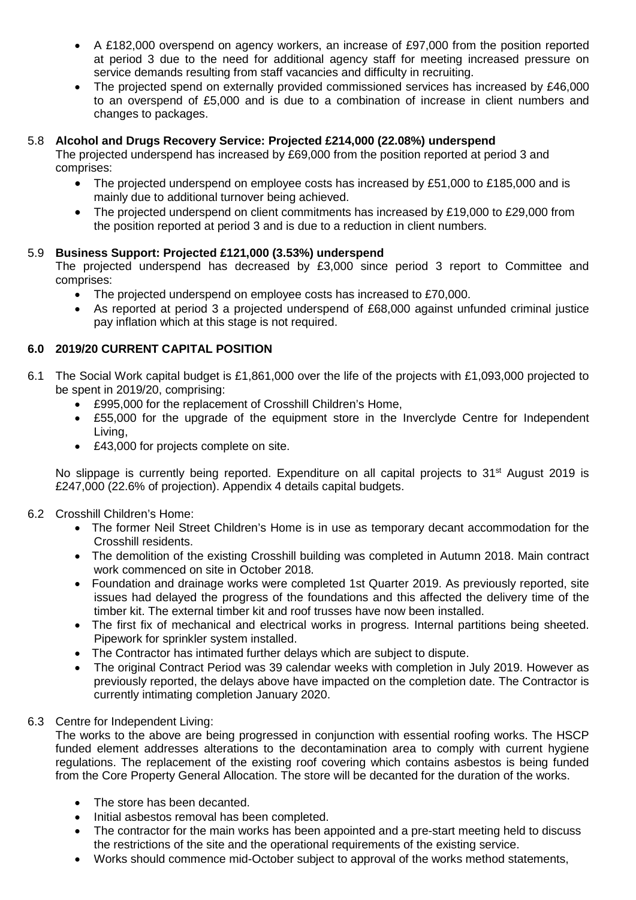- A £182,000 overspend on agency workers, an increase of £97,000 from the position reported at period 3 due to the need for additional agency staff for meeting increased pressure on service demands resulting from staff vacancies and difficulty in recruiting.
- The projected spend on externally provided commissioned services has increased by £46,000 to an overspend of £5,000 and is due to a combination of increase in client numbers and changes to packages.

5.8 **Alcohol and Drugs Recovery Service: Projected £214,000 (22.08%) underspend**

The projected underspend has increased by £69,000 from the position reported at period 3 and comprises:

- The projected underspend on employee costs has increased by £51,000 to £185,000 and is mainly due to additional turnover being achieved.
- The projected underspend on client commitments has increased by £19,000 to £29,000 from the position reported at period 3 and is due to a reduction in client numbers.

5.9 **Business Support: Projected £121,000 (3.53%) underspend**

The projected underspend has decreased by £3,000 since period 3 report to Committee and comprises:

- The projected underspend on employee costs has increased to £70,000.
- As reported at period 3 a projected underspend of £68,000 against unfunded criminal justice pay inflation which at this stage is not required.

## 6.0 2019/20 CURRENT CAPITAL POSITION

6.1 The Social Work capital budget is £1,861,000 over the life of the projects with £1,093,000 projected to be spent in 2019/20, comprising:

- £995,000 for the replacement of Crosshill Children's Home,
- £55,000 for the upgrade of the equipment store in the Inverclyde Centre for Independent Living,
- £43,000 for projects complete on site.

No slippage is currently being reported. Expenditure on all capital projects to 31st August 2019 is £247,000 (22.6% of projection). Appendix 4 details capital budgets.

6.2 Crosshill Children's Home:

- The former Neil Street Children's Home is in use as temporary decant accommodation for the Crosshill residents.
- The demolition of the existing Crosshill building was completed in Autumn 2018. Main contract work commenced on site in October 2018.
- Foundation and drainage works were completed 1st Quarter 2019. As previously reported, site issues had delayed the progress of the foundations and this affected the delivery time of the timber kit. The external timber kit and roof trusses have now been installed.
- The first fix of mechanical and electrical works in progress. Internal partitions being sheeted. Pipework for sprinkler system installed.
- The Contractor has intimated further delays which are subject to dispute.
- The original Contract Period was 39 calendar weeks with completion in July 2019. However as previously reported, the delays above have impacted on the completion date. The Contractor is currently intimating completion January 2020.

6.3 Centre for Independent Living:

The works to the above are being progressed in conjunction with essential roofing works. The HSCP funded element addresses alterations to the decontamination area to comply with current hygiene regulations. The replacement of the existing roof covering which contains asbestos is being funded from the Core Property General Allocation. The store will be decanted for the duration of the works.

- The store has been decanted.
- Initial asbestos removal has been completed.
- The contractor for the main works has been appointed and a pre-start meeting held to discuss the restrictions of the site and the operational requirements of the existing service.
- Works should commence mid-October subject to approval of the works method statements,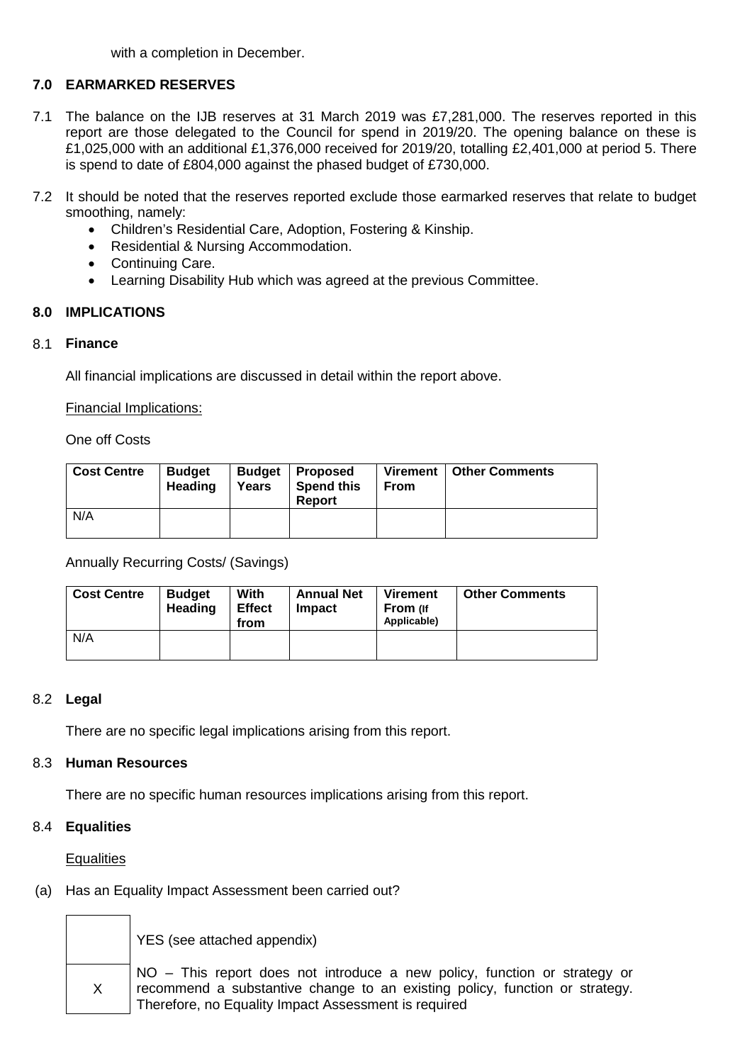with a completion in December.

## 7.0 EARMARKED RESERVES

7.1 The balance on the IJB reserves at 31 March 2019 was £7,281,000. The reserves reported in this report are those delegated to the Council for spend in 2019/20. The opening balance on these is £1,025,000 with an additional £1,376,000 received for 2019/20, totalling £2,401,000 at period 5. There is spend to date of £804,000 against the phased budget of £730,000.

7.2 It should be noted that the reserves reported exclude those earmarked reserves that relate to budget smoothing, namely:

- Children's Residential Care, Adoption, Fostering & Kinship.
- Residential & Nursing Accommodation.
- Continuing Care.
- Learning Disability Hub which was agreed at the previous Committee.

## 8.0 IMPLICATIONS

### 8.1 Finance

All financial implications are discussed in detail within the report above.

Financial Implications:

One off Costs

| Cost Centre | Budget Heading | Budget Years | Proposed Spend this Report | Virement From | Other Comments |
|---|---|---|---|---|---|
| N/A | | | | | |

Annually Recurring Costs/ (Savings)

| Cost Centre | Budget Heading | With Effect from | Annual Net Impact | Virement From (If Applicable) | Other Comments |
|---|---|---|---|---|---|
| N/A | | | | | |

### 8.2 Legal

There are no specific legal implications arising from this report.

### 8.3 Human Resources

There are no specific human resources implications arising from this report.

### 8.4 Equalities

Equalities

(a) Has an Equality Impact Assessment been carried out?

| | |
|---|---|
| | YES (see attached appendix) |
| X | NO – This report does not introduce a new policy, function or strategy or recommend a substantive change to an existing policy, function or strategy. Therefore, no Equality Impact Assessment is required |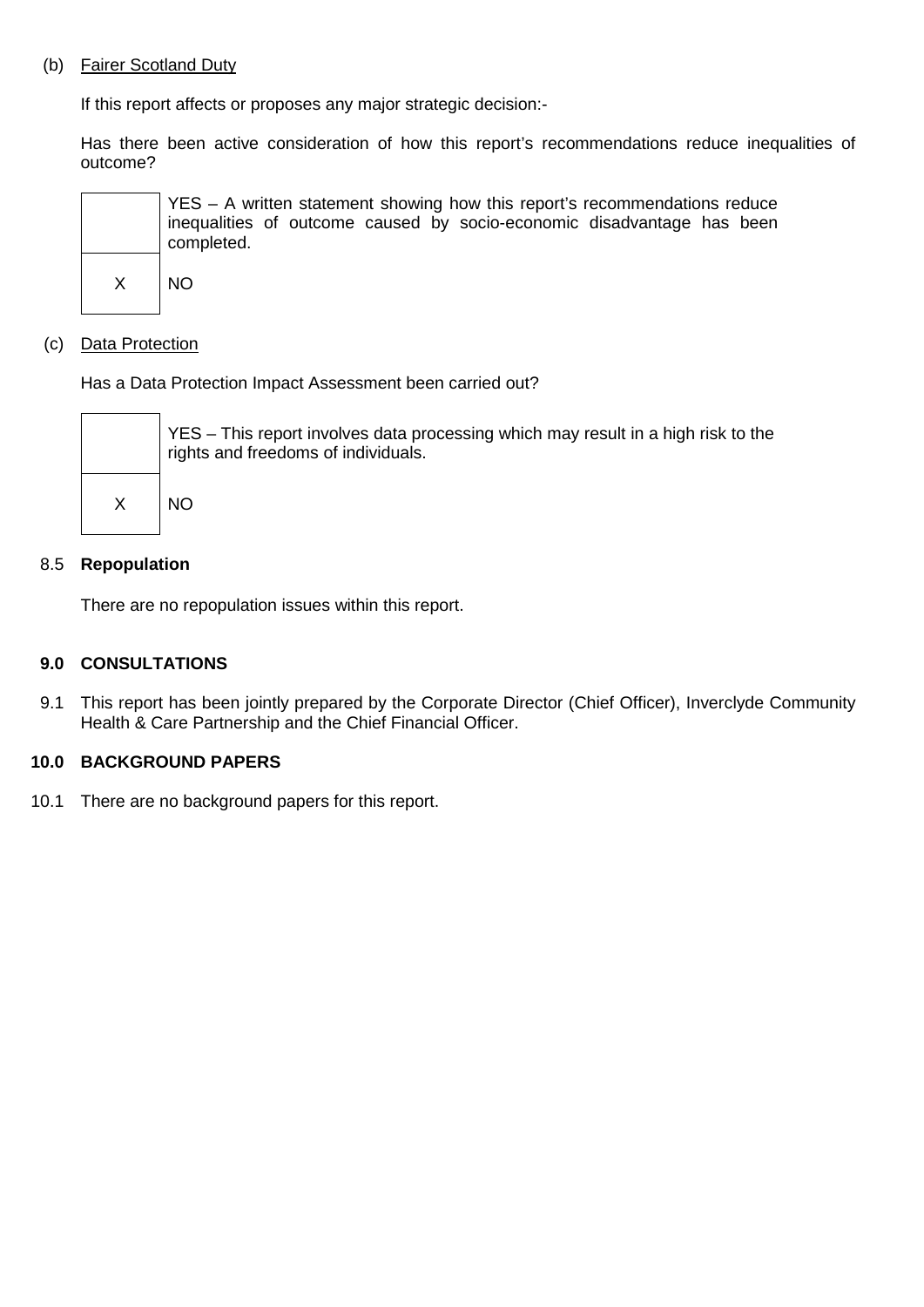(b) <u>Fairer Scotland Duty</u>

If this report affects or proposes any major strategic decision:-

Has there been active consideration of how this report's recommendations reduce inequalities of outcome?

|   |   |
|---|---|
|   | YES – A written statement showing how this report's recommendations reduce inequalities of outcome caused by socio-economic disadvantage has been completed. |
| X | NO |

(c) <u>Data Protection</u>

Has a Data Protection Impact Assessment been carried out?

|   |   |
|---|---|
|   | YES – This report involves data processing which may result in a high risk to the rights and freedoms of individuals. |
| X | NO |

8.5 **Repopulation**

There are no repopulation issues within this report.

## 9.0 CONSULTATIONS

9.1 This report has been jointly prepared by the Corporate Director (Chief Officer), Inverclyde Community Health & Care Partnership and the Chief Financial Officer.

## 10.0 BACKGROUND PAPERS

10.1 There are no background papers for this report.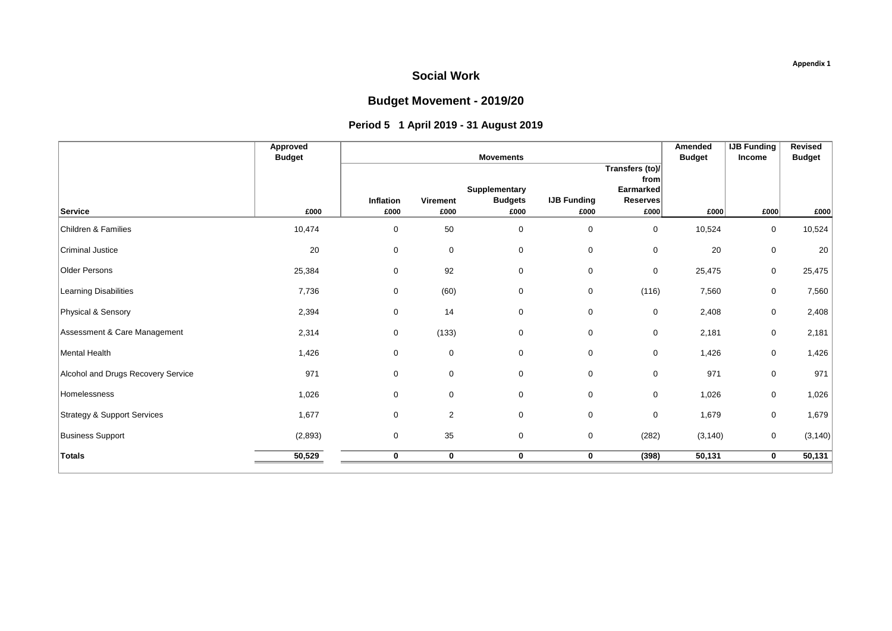**Appendix 1**

# Social Work

## Budget Movement - 2019/20

### Period 5 1 April 2019 - 31 August 2019

| | Approved Budget | Movements | | | | | Amended Budget | IJB Funding Income | Revised Budget |
|---|---|---|---|---|---|---|---|---|---|
| Service | £000 | Inflation £000 | Virement £000 | Supplementary Budgets £000 | IJB Funding £000 | Transfers (to)/ from Earmarked Reserves £000 | £000 | £000 | £000 |
| Children & Families | 10,474 | 0 | 50 | 0 | 0 | 0 | 10,524 | 0 | 10,524 |
| Criminal Justice | 20 | 0 | 0 | 0 | 0 | 0 | 20 | 0 | 20 |
| Older Persons | 25,384 | 0 | 92 | 0 | 0 | 0 | 25,475 | 0 | 25,475 |
| Learning Disabilities | 7,736 | 0 | (60) | 0 | 0 | (116) | 7,560 | 0 | 7,560 |
| Physical & Sensory | 2,394 | 0 | 14 | 0 | 0 | 0 | 2,408 | 0 | 2,408 |
| Assessment & Care Management | 2,314 | 0 | (133) | 0 | 0 | 0 | 2,181 | 0 | 2,181 |
| Mental Health | 1,426 | 0 | 0 | 0 | 0 | 0 | 1,426 | 0 | 1,426 |
| Alcohol and Drugs Recovery Service | 971 | 0 | 0 | 0 | 0 | 0 | 971 | 0 | 971 |
| Homelessness | 1,026 | 0 | 0 | 0 | 0 | 0 | 1,026 | 0 | 1,026 |
| Strategy & Support Services | 1,677 | 0 | 2 | 0 | 0 | 0 | 1,679 | 0 | 1,679 |
| Business Support | (2,893) | 0 | 35 | 0 | 0 | (282) | (3,140) | 0 | (3,140) |
| **Totals** | **50,529** | **0** | **0** | **0** | **0** | **(398)** | **50,131** | **0** | **50,131** |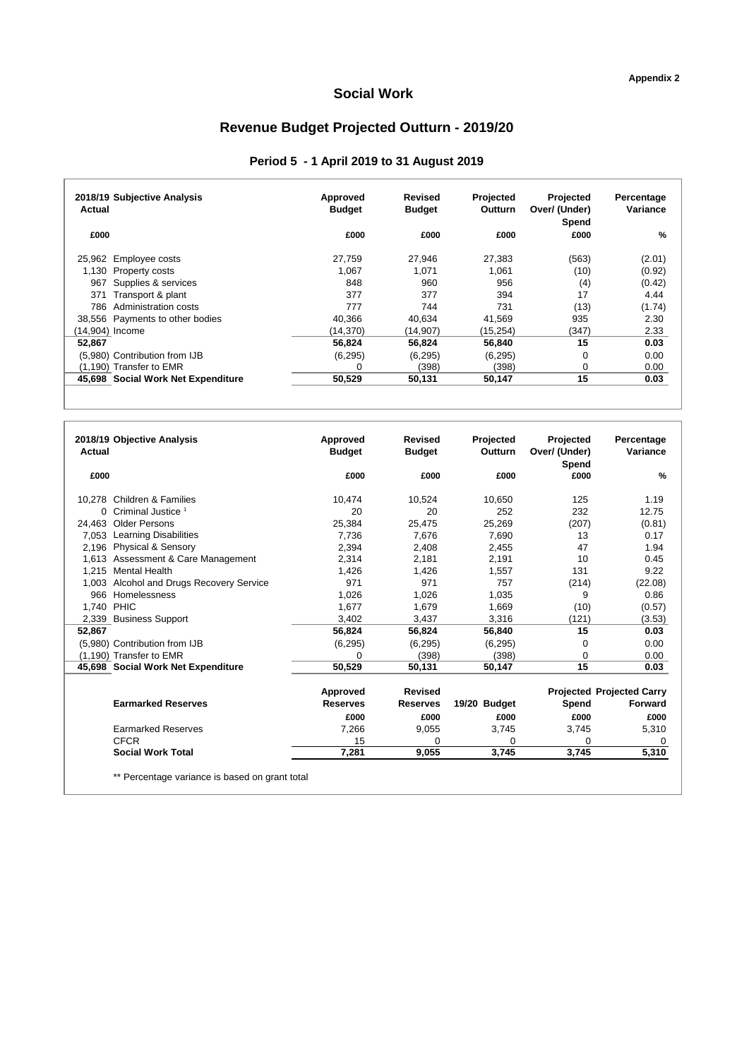Appendix 2

# Social Work

## Revenue Budget Projected Outturn - 2019/20

### Period 5 - 1 April 2019 to 31 August 2019

| 2018/19 Actual | Subjective Analysis | Approved Budget | Revised Budget | Projected Outturn | Projected Over/ (Under) Spend | Percentage Variance |
|---|---|---|---|---|---|---|
| £000 | | £000 | £000 | £000 | £000 | % |
| 25,962 | Employee costs | 27,759 | 27,946 | 27,383 | (563) | (2.01) |
| 1,130 | Property costs | 1,067 | 1,071 | 1,061 | (10) | (0.92) |
| 967 | Supplies & services | 848 | 960 | 956 | (4) | (0.42) |
| 371 | Transport & plant | 377 | 377 | 394 | 17 | 4.44 |
| 786 | Administration costs | 777 | 744 | 731 | (13) | (1.74) |
| 38,556 | Payments to other bodies | 40,366 | 40,634 | 41,569 | 935 | 2.30 |
| (14,904) | Income | (14,370) | (14,907) | (15,254) | (347) | 2.33 |
| **52,867** | | **56,824** | **56,824** | **56,840** | **15** | **0.03** |
| (5,980) | Contribution from IJB | (6,295) | (6,295) | (6,295) | 0 | 0.00 |
| (1,190) | Transfer to EMR | 0 | (398) | (398) | 0 | 0.00 |
| **45,698** | **Social Work Net Expenditure** | **50,529** | **50,131** | **50,147** | **15** | **0.03** |

| 2018/19 Actual | Objective Analysis | Approved Budget | Revised Budget | Projected Outturn | Projected Over/ (Under) Spend | Percentage Variance |
|---|---|---|---|---|---|---|
| £000 | | £000 | £000 | £000 | £000 | % |
| 10,278 | Children & Families | 10,474 | 10,524 | 10,650 | 125 | 1.19 |
| 0 | Criminal Justice [1] | 20 | 20 | 252 | 232 | 12.75 |
| 24,463 | Older Persons | 25,384 | 25,475 | 25,269 | (207) | (0.81) |
| 7,053 | Learning Disabilities | 7,736 | 7,676 | 7,690 | 13 | 0.17 |
| 2,196 | Physical & Sensory | 2,394 | 2,408 | 2,455 | 47 | 1.94 |
| 1,613 | Assessment & Care Management | 2,314 | 2,181 | 2,191 | 10 | 0.45 |
| 1,215 | Mental Health | 1,426 | 1,426 | 1,557 | 131 | 9.22 |
| 1,003 | Alcohol and Drugs Recovery Service | 971 | 971 | 757 | (214) | (22.08) |
| 966 | Homelessness | 1,026 | 1,026 | 1,035 | 9 | 0.86 |
| 1,740 | PHIC | 1,677 | 1,679 | 1,669 | (10) | (0.57) |
| 2,339 | Business Support | 3,402 | 3,437 | 3,316 | (121) | (3.53) |
| **52,867** | | **56,824** | **56,824** | **56,840** | **15** | **0.03** |
| (5,980) | Contribution from IJB | (6,295) | (6,295) | (6,295) | 0 | 0.00 |
| (1,190) | Transfer to EMR | 0 | (398) | (398) | 0 | 0.00 |
| **45,698** | **Social Work Net Expenditure** | **50,529** | **50,131** | **50,147** | **15** | **0.03** |

| Earmarked Reserves | Approved Reserves | Revised Reserves | 19/20 Budget | Projected Spend | Projected Carry Forward |
|---|---|---|---|---|---|
| | £000 | £000 | £000 | £000 | £000 |
| Earmarked Reserves | 7,266 | 9,055 | 3,745 | 3,745 | 5,310 |
| CFCR | 15 | 0 | 0 | 0 | 0 |
| **Social Work Total** | **7,281** | **9,055** | **3,745** | **3,745** | **5,310** |

** Percentage variance is based on grant total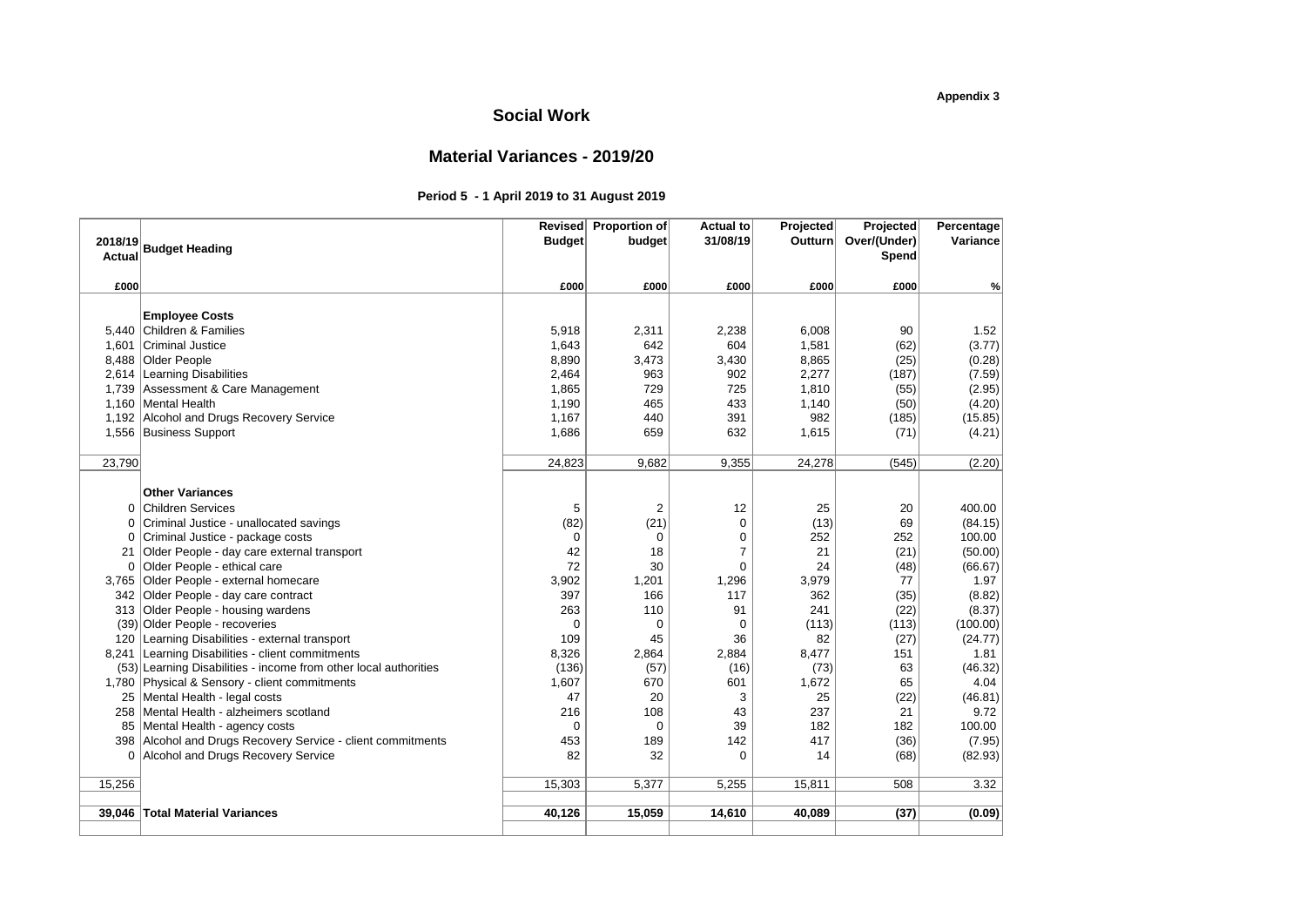Appendix 3

# Social Work

## Material Variances - 2019/20

### Period 5 - 1 April 2019 to 31 August 2019

| 2018/19 Actual | Budget Heading | Revised Budget | Proportion of budget | Actual to 31/08/19 | Projected Outturn | Projected Over/(Under) Spend | Percentage Variance |
|---|---|---|---|---|---|---|---|
| £000 | | £000 | £000 | £000 | £000 | £000 | % |
| | **Employee Costs** | | | | | | |
| 5,440 | Children & Families | 5,918 | 2,311 | 2,238 | 6,008 | 90 | 1.52 |
| 1,601 | Criminal Justice | 1,643 | 642 | 604 | 1,581 | (62) | (3.77) |
| 8,488 | Older People | 8,890 | 3,473 | 3,430 | 8,865 | (25) | (0.28) |
| 2,614 | Learning Disabilities | 2,464 | 963 | 902 | 2,277 | (187) | (7.59) |
| 1,739 | Assessment & Care Management | 1,865 | 729 | 725 | 1,810 | (55) | (2.95) |
| 1,160 | Mental Health | 1,190 | 465 | 433 | 1,140 | (50) | (4.20) |
| 1,192 | Alcohol and Drugs Recovery Service | 1,167 | 440 | 391 | 982 | (185) | (15.85) |
| 1,556 | Business Support | 1,686 | 659 | 632 | 1,615 | (71) | (4.21) |
| 23,790 | | 24,823 | 9,682 | 9,355 | 24,278 | (545) | (2.20) |
| | **Other Variances** | | | | | | |
| 0 | Children Services | 5 | 2 | 12 | 25 | 20 | 400.00 |
| 0 | Criminal Justice - unallocated savings | (82) | (21) | 0 | (13) | 69 | (84.15) |
| 0 | Criminal Justice - package costs | 0 | 0 | 0 | 252 | 252 | 100.00 |
| 21 | Older People - day care external transport | 42 | 18 | 7 | 21 | (21) | (50.00) |
| 0 | Older People - ethical care | 72 | 30 | 0 | 24 | (48) | (66.67) |
| 3,765 | Older People - external homecare | 3,902 | 1,201 | 1,296 | 3,979 | 77 | 1.97 |
| 342 | Older People - day care contract | 397 | 166 | 117 | 362 | (35) | (8.82) |
| 313 | Older People - housing wardens | 263 | 110 | 91 | 241 | (22) | (8.37) |
| (39) | Older People - recoveries | 0 | 0 | 0 | (113) | (113) | (100.00) |
| 120 | Learning Disabilities - external transport | 109 | 45 | 36 | 82 | (27) | (24.77) |
| 8,241 | Learning Disabilities - client commitments | 8,326 | 2,864 | 2,884 | 8,477 | 151 | 1.81 |
| (53) | Learning Disabilities - income from other local authorities | (136) | (57) | (16) | (73) | 63 | (46.32) |
| 1,780 | Physical & Sensory - client commitments | 1,607 | 670 | 601 | 1,672 | 65 | 4.04 |
| 25 | Mental Health - legal costs | 47 | 20 | 3 | 25 | (22) | (46.81) |
| 258 | Mental Health - alzheimers scotland | 216 | 108 | 43 | 237 | 21 | 9.72 |
| 85 | Mental Health - agency costs | 0 | 0 | 39 | 182 | 182 | 100.00 |
| 398 | Alcohol and Drugs Recovery Service - client commitments | 453 | 189 | 142 | 417 | (36) | (7.95) |
| 0 | Alcohol and Drugs Recovery Service | 82 | 32 | 0 | 14 | (68) | (82.93) |
| 15,256 | | 15,303 | 5,377 | 5,255 | 15,811 | 508 | 3.32 |
| **39,046** | **Total Material Variances** | **40,126** | **15,059** | **14,610** | **40,089** | **(37)** | **(0.09)** |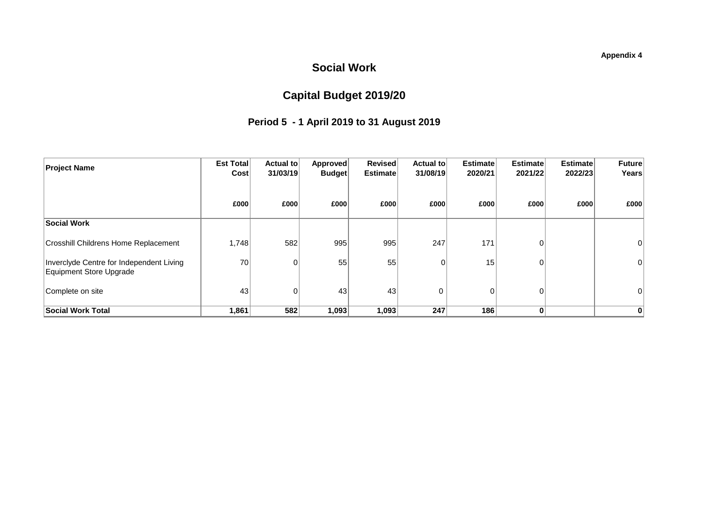**Appendix 4**

# Social Work

## Capital Budget 2019/20

### Period 5 - 1 April 2019 to 31 August 2019

| Project Name | Est Total Cost | Actual to 31/03/19 | Approved Budget | Revised Estimate | Actual to 31/08/19 | Estimate 2020/21 | Estimate 2021/22 | Estimate 2022/23 | Future Years |
|---|---|---|---|---|---|---|---|---|---|
| | £000 | £000 | £000 | £000 | £000 | £000 | £000 | £000 | £000 |
| **Social Work** | | | | | | | | | |
| Crosshill Childrens Home Replacement | 1,748 | 582 | 995 | 995 | 247 | 171 | 0 | | 0 |
| Inverclyde Centre for Independent Living Equipment Store Upgrade | 70 | 0 | 55 | 55 | 0 | 15 | 0 | | 0 |
| Complete on site | 43 | 0 | 43 | 43 | 0 | 0 | 0 | | 0 |
| **Social Work Total** | **1,861** | **582** | **1,093** | **1,093** | **247** | **186** | **0** | | **0** |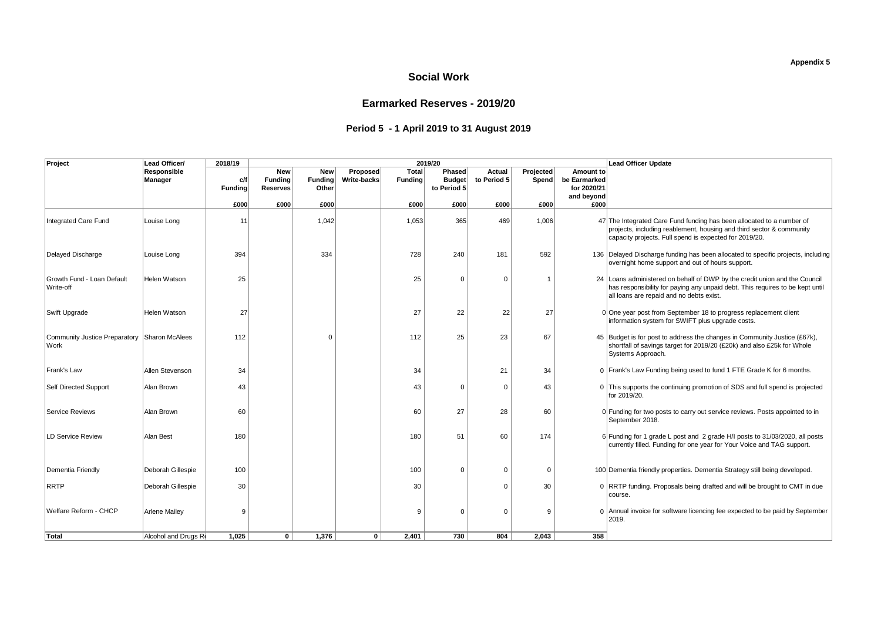Appendix 5

# Social Work

## Earmarked Reserves - 2019/20

### Period 5 - 1 April 2019 to 31 August 2019

| Project | Lead Officer/ Responsible Manager | 2018/19 | 2019/20 | | | | | | | | | Lead Officer Update |
|---|---|---|---|---|---|---|---|---|---|---|---|---|
| | | c/f Funding | New Funding Reserves | New Funding Other | Proposed Write-backs | Total Funding | Phased Budget to Period 5 | Actual to Period 5 | Projected Spend | Amount to be Earmarked for 2020/21 and beyond | | |
| | | £000 | £000 | £000 | | £000 | £000 | £000 | £000 | £000 | | |
| Integrated Care Fund | Louise Long | 11 | | 1,042 | | 1,053 | 365 | 469 | 1,006 | 47 | | The Integrated Care Fund funding has been allocated to a number of projects, including reablement, housing and third sector & community capacity projects. Full spend is expected for 2019/20. |
| Delayed Discharge | Louise Long | 394 | | 334 | | 728 | 240 | 181 | 592 | 136 | | Delayed Discharge funding has been allocated to specific projects, including overnight home support and out of hours support. |
| Growth Fund - Loan Default Write-off | Helen Watson | 25 | | | | 25 | 0 | 0 | 1 | 24 | | Loans administered on behalf of DWP by the credit union and the Council has responsibility for paying any unpaid debt. This requires to be kept until all loans are repaid and no debts exist. |
| Swift Upgrade | Helen Watson | 27 | | | | 27 | 22 | 22 | 27 | 0 | | One year post from September 18 to progress replacement client information system for SWIFT plus upgrade costs. |
| Community Justice Preparatory Work | Sharon McAlees | 112 | | 0 | | 112 | 25 | 23 | 67 | 45 | | Budget is for post to address the changes in Community Justice (£67k), shortfall of savings target for 2019/20 (£20k) and also £25k for Whole Systems Approach. |
| Frank's Law | Allen Stevenson | 34 | | | | 34 | | 21 | 34 | 0 | | Frank's Law Funding being used to fund 1 FTE Grade K for 6 months. |
| Self Directed Support | Alan Brown | 43 | | | | 43 | 0 | 0 | 43 | 0 | | This supports the continuing promotion of SDS and full spend is projected for 2019/20. |
| Service Reviews | Alan Brown | 60 | | | | 60 | 27 | 28 | 60 | 0 | | Funding for two posts to carry out service reviews. Posts appointed to in September 2018. |
| LD Service Review | Alan Best | 180 | | | | 180 | 51 | 60 | 174 | 6 | | Funding for 1 grade L post and 2 grade H/I posts to 31/03/2020, all posts currently filled. Funding for one year for Your Voice and TAG support. |
| Dementia Friendly | Deborah Gillespie | 100 | | | | 100 | 0 | 0 | 0 | 100 | | Dementia friendly properties. Dementia Strategy still being developed. |
| RRTP | Deborah Gillespie | 30 | | | | 30 | | 0 | 30 | 0 | | RRTP funding. Proposals being drafted and will be brought to CMT in due course. |
| Welfare Reform - CHCP | Arlene Mailey | 9 | | | | 9 | 0 | 0 | 9 | 0 | | Annual invoice for software licencing fee expected to be paid by September 2019. |
| **Total** | Alcohol and Drugs R | **1,025** | **0** | **1,376** | **0** | **2,401** | **730** | **804** | **2,043** | **358** | | |